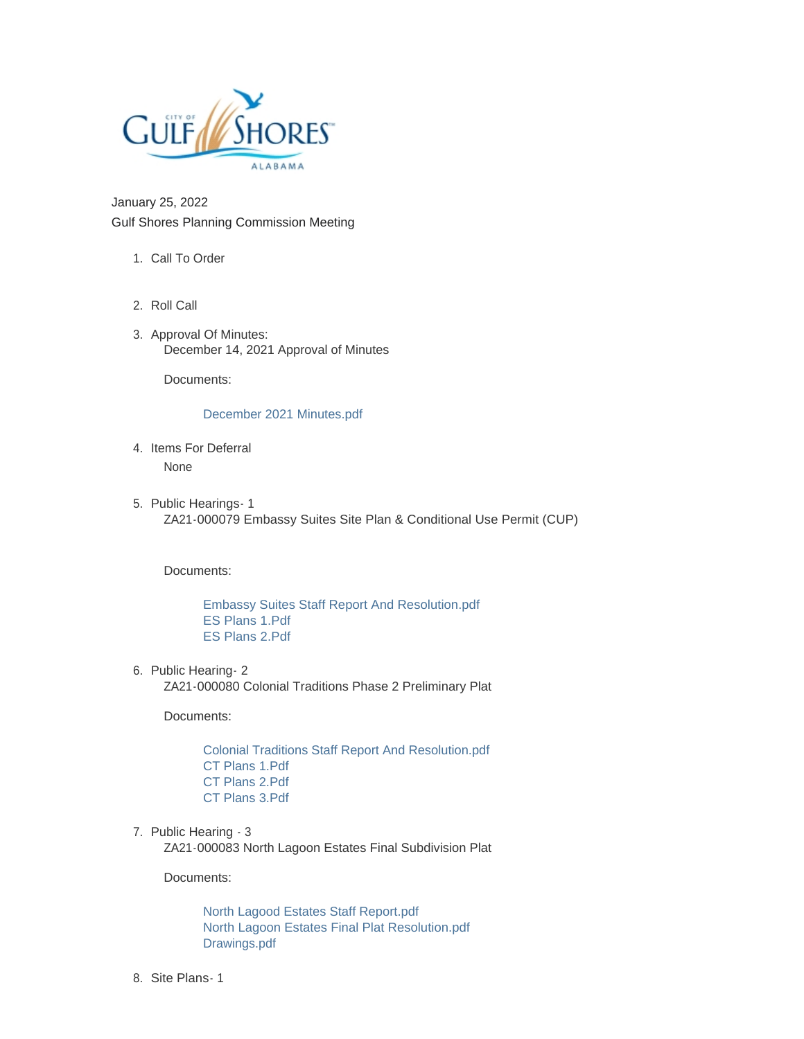January 25, 2022

Gulf Shores Planning Commission Meeting

1. Call To Order

2. Roll Call

3. Approval Of Minutes:
   December 14, 2021 Approval of Minutes

   Documents:

   December 2021 Minutes.pdf

4. Items For Deferral
   None

5. Public Hearings- 1
   ZA21-000079 Embassy Suites Site Plan & Conditional Use Permit (CUP)

   Documents:

   Embassy Suites Staff Report And Resolution.pdf
   ES Plans 1.Pdf
   ES Plans 2.Pdf

6. Public Hearing- 2
   ZA21-000080 Colonial Traditions Phase 2 Preliminary Plat

   Documents:

   Colonial Traditions Staff Report And Resolution.pdf
   CT Plans 1.Pdf
   CT Plans 2.Pdf
   CT Plans 3.Pdf

7. Public Hearing - 3
   ZA21-000083 North Lagoon Estates Final Subdivision Plat

   Documents:

   North Lagood Estates Staff Report.pdf
   North Lagoon Estates Final Plat Resolution.pdf
   Drawings.pdf

8. Site Plans- 1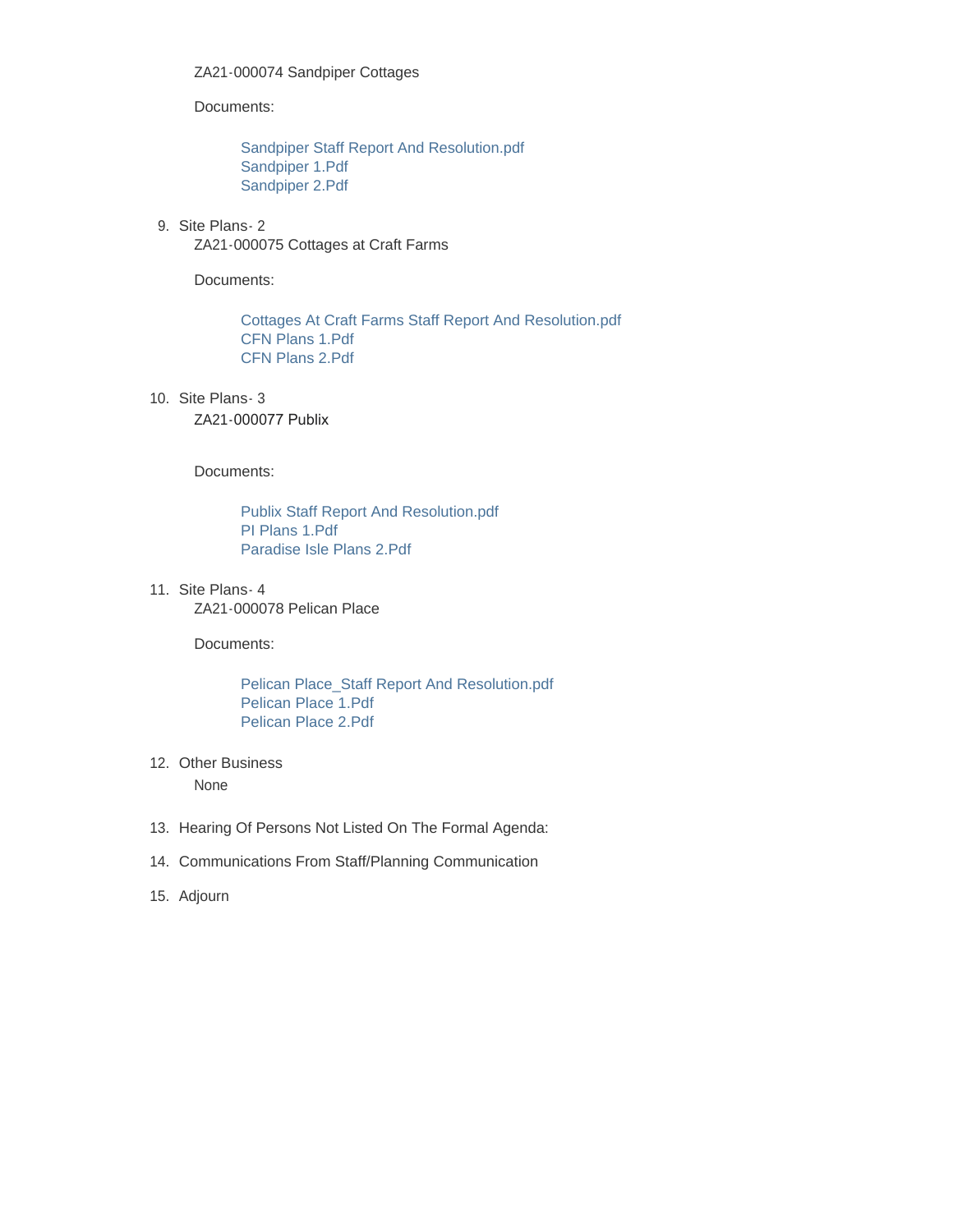ZA21-000074 Sandpiper Cottages

Documents:

Sandpiper Staff Report And Resolution.pdf
Sandpiper 1.Pdf
Sandpiper 2.Pdf

9. Site Plans- 2
   ZA21-000075 Cottages at Craft Farms

   Documents:

   Cottages At Craft Farms Staff Report And Resolution.pdf
   CFN Plans 1.Pdf
   CFN Plans 2.Pdf

10. Site Plans- 3
    ZA21-000077 Publix

    Documents:

    Publix Staff Report And Resolution.pdf
    PI Plans 1.Pdf
    Paradise Isle Plans 2.Pdf

11. Site Plans- 4
    ZA21-000078 Pelican Place

    Documents:

    Pelican Place_Staff Report And Resolution.pdf
    Pelican Place 1.Pdf
    Pelican Place 2.Pdf

12. Other Business
    None

13. Hearing Of Persons Not Listed On The Formal Agenda:

14. Communications From Staff/Planning Communication

15. Adjourn